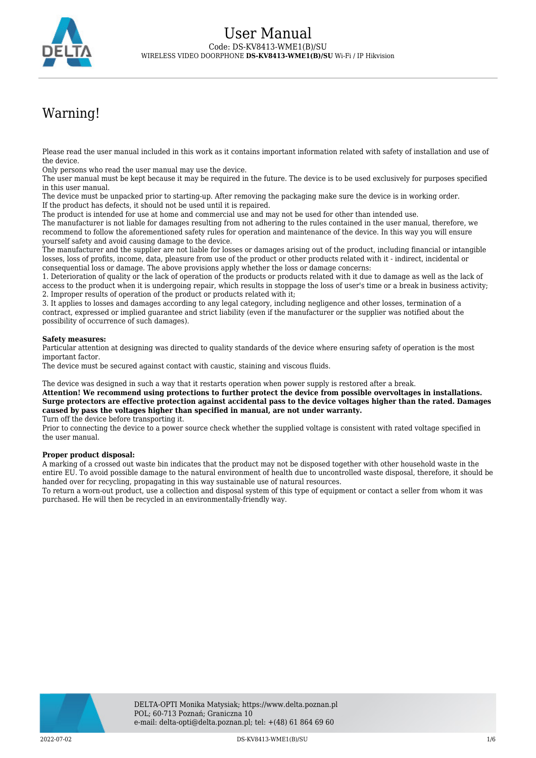# User Manual

Code: DS-KV8413-WME1(B)/SU

WIRELESS VIDEO DOORPHONE **DS-KV8413-WME1(B)/SU** Wi-Fi / IP Hikvision

## Warning!

Please read the user manual included in this work as it contains important information related with safety of installation and use of the device.
Only persons who read the user manual may use the device.
The user manual must be kept because it may be required in the future. The device is to be used exclusively for purposes specified in this user manual.
The device must be unpacked prior to starting-up. After removing the packaging make sure the device is in working order.
If the product has defects, it should not be used until it is repaired.
The product is intended for use at home and commercial use and may not be used for other than intended use.
The manufacturer is not liable for damages resulting from not adhering to the rules contained in the user manual, therefore, we recommend to follow the aforementioned safety rules for operation and maintenance of the device. In this way you will ensure yourself safety and avoid causing damage to the device.
The manufacturer and the supplier are not liable for losses or damages arising out of the product, including financial or intangible losses, loss of profits, income, data, pleasure from use of the product or other products related with it - indirect, incidental or consequential loss or damage. The above provisions apply whether the loss or damage concerns:
1. Deterioration of quality or the lack of operation of the products or products related with it due to damage as well as the lack of access to the product when it is undergoing repair, which results in stoppage the loss of user's time or a break in business activity;
2. Improper results of operation of the product or products related with it;
3. It applies to losses and damages according to any legal category, including negligence and other losses, termination of a contract, expressed or implied guarantee and strict liability (even if the manufacturer or the supplier was notified about the possibility of occurrence of such damages).

**Safety measures:**
Particular attention at designing was directed to quality standards of the device where ensuring safety of operation is the most important factor.
The device must be secured against contact with caustic, staining and viscous fluids.

The device was designed in such a way that it restarts operation when power supply is restored after a break.
**Attention! We recommend using protections to further protect the device from possible overvoltages in installations. Surge protectors are effective protection against accidental pass to the device voltages higher than the rated. Damages caused by pass the voltages higher than specified in manual, are not under warranty.**
Turn off the device before transporting it.
Prior to connecting the device to a power source check whether the supplied voltage is consistent with rated voltage specified in the user manual.

**Proper product disposal:**
A marking of a crossed out waste bin indicates that the product may not be disposed together with other household waste in the entire EU. To avoid possible damage to the natural environment of health due to uncontrolled waste disposal, therefore, it should be handed over for recycling, propagating in this way sustainable use of natural resources.
To return a worn-out product, use a collection and disposal system of this type of equipment or contact a seller from whom it was purchased. He will then be recycled in an environmentally-friendly way.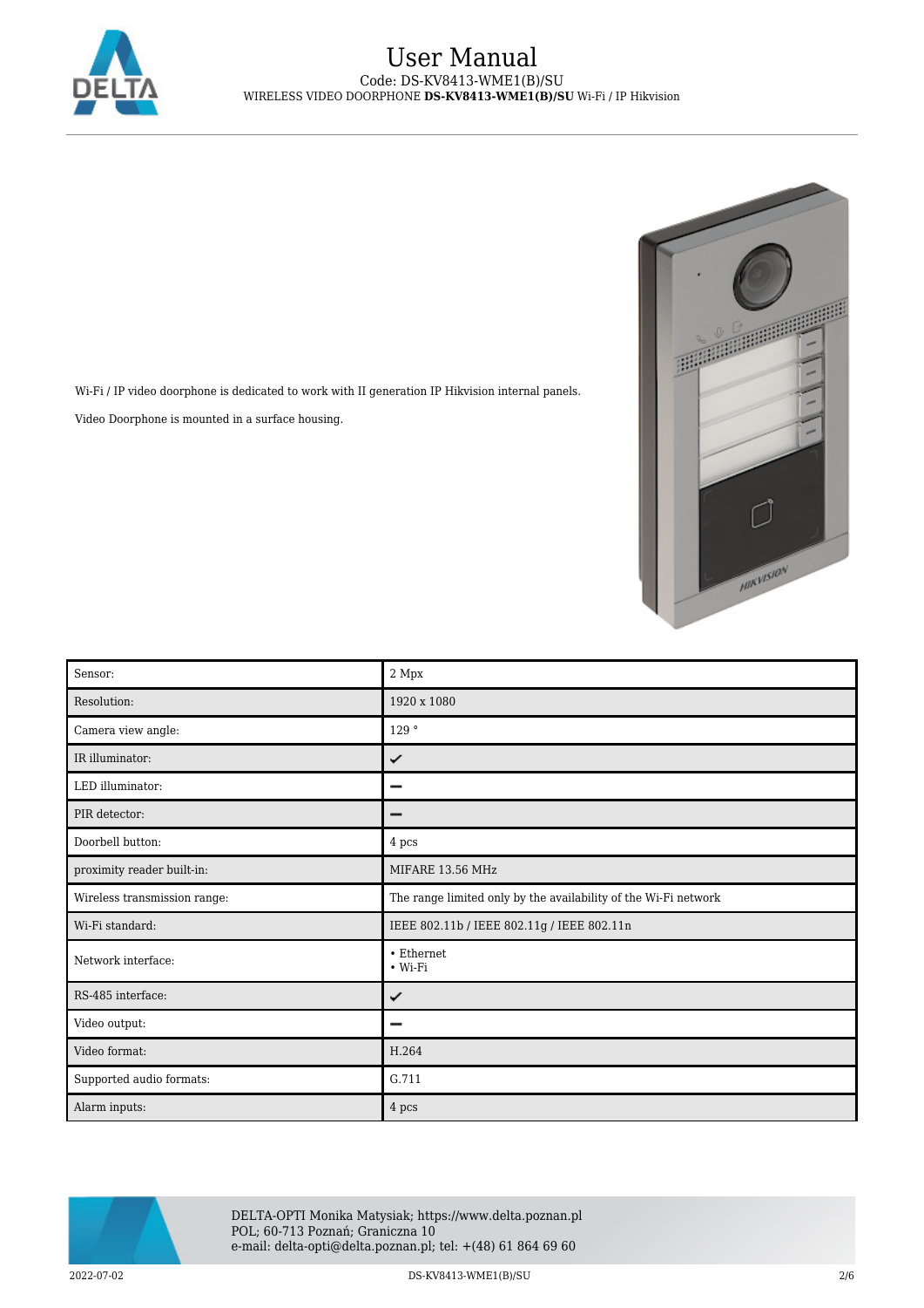Wi-Fi / IP video doorphone is dedicated to work with II generation IP Hikvision internal panels.

Video Doorphone is mounted in a surface housing.

| Sensor: | 2 Mpx |
|---|---|
| Resolution: | 1920 x 1080 |
| Camera view angle: | 129 ° |
| IR illuminator: | ✔ |
| LED illuminator: | – |
| PIR detector: | – |
| Doorbell button: | 4 pcs |
| proximity reader built-in: | MIFARE 13.56 MHz |
| Wireless transmission range: | The range limited only by the availability of the Wi-Fi network |
| Wi-Fi standard: | IEEE 802.11b / IEEE 802.11g / IEEE 802.11n |
| Network interface: | • Ethernet<br>• Wi-Fi |
| RS-485 interface: | ✔ |
| Video output: | – |
| Video format: | H.264 |
| Supported audio formats: | G.711 |
| Alarm inputs: | 4 pcs |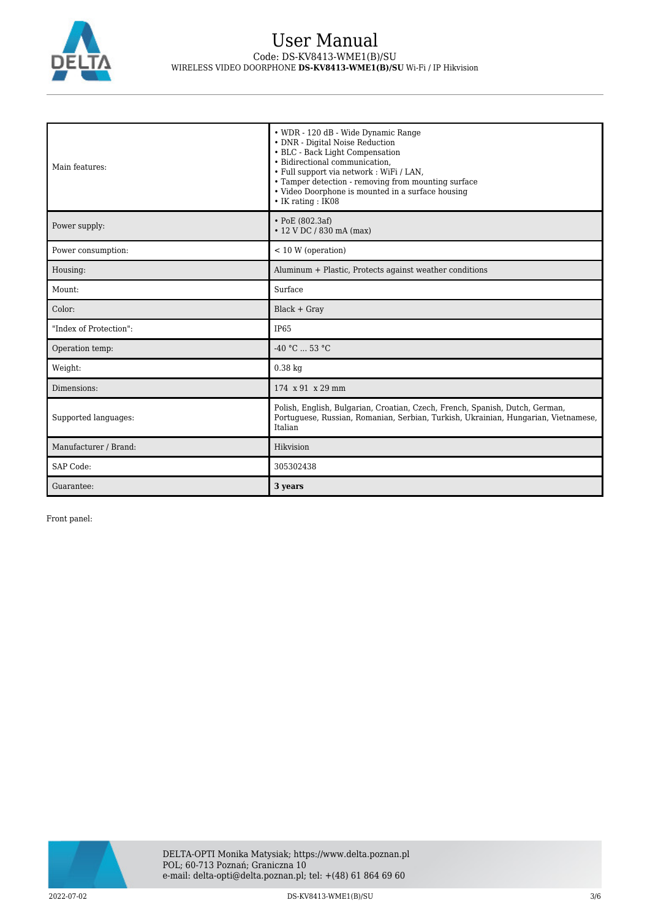| | |
|---|---|
| Main features: | • WDR - 120 dB - Wide Dynamic Range<br>• DNR - Digital Noise Reduction<br>• BLC - Back Light Compensation<br>• Bidirectional communication,<br>• Full support via network : WiFi / LAN,<br>• Tamper detection - removing from mounting surface<br>• Video Doorphone is mounted in a surface housing<br>• IK rating : IK08 |
| Power supply: | • PoE (802.3af)<br>• 12 V DC / 830 mA (max) |
| Power consumption: | < 10 W (operation) |
| Housing: | Aluminum + Plastic, Protects against weather conditions |
| Mount: | Surface |
| Color: | Black + Gray |
| "Index of Protection": | IP65 |
| Operation temp: | -40 °C ... 53 °C |
| Weight: | 0.38 kg |
| Dimensions: | 174 x 91 x 29 mm |
| Supported languages: | Polish, English, Bulgarian, Croatian, Czech, French, Spanish, Dutch, German, Portuguese, Russian, Romanian, Serbian, Turkish, Ukrainian, Hungarian, Vietnamese, Italian |
| Manufacturer / Brand: | Hikvision |
| SAP Code: | 305302438 |
| Guarantee: | **3 years** |

Front panel: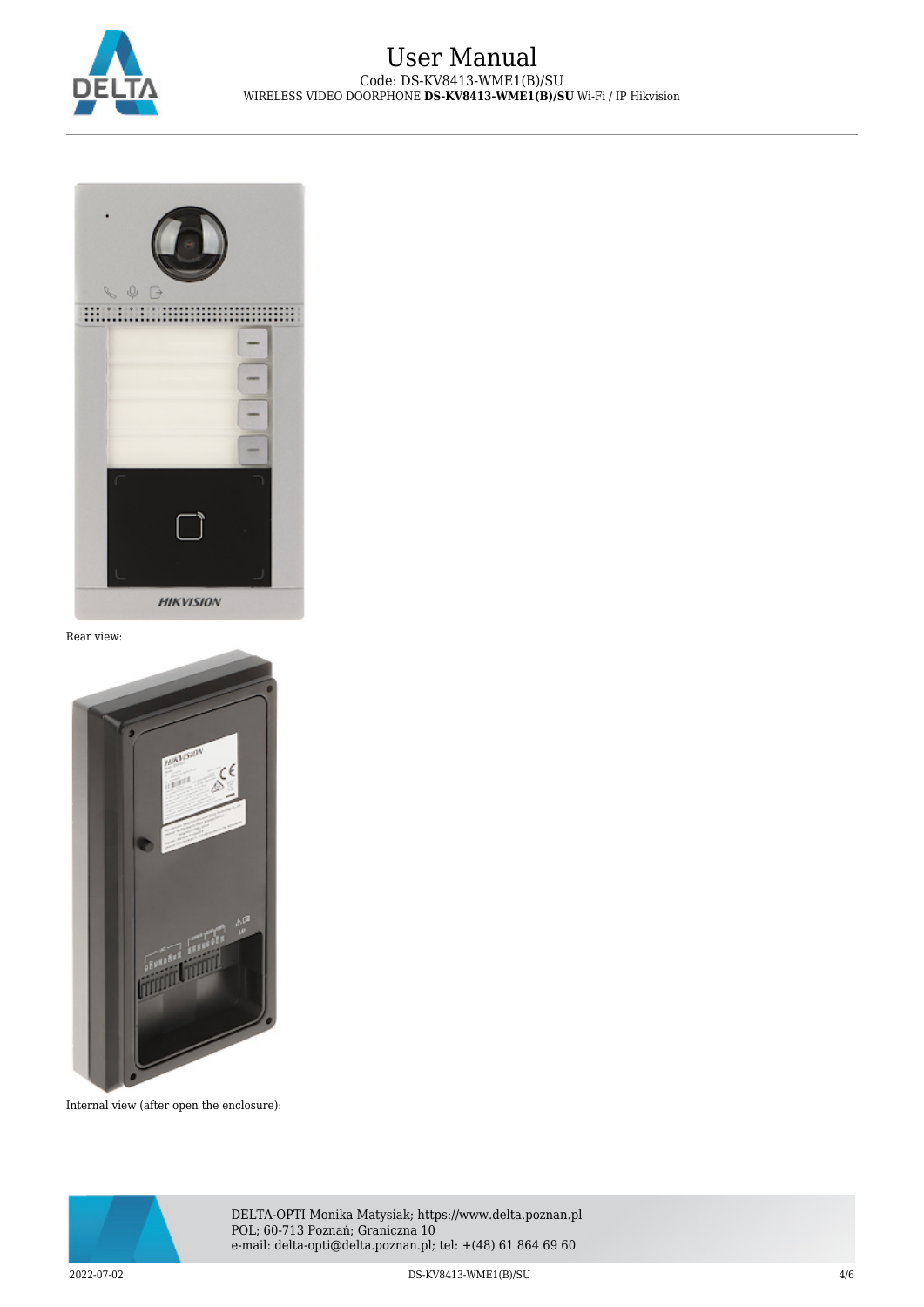Rear view:

Internal view (after open the enclosure):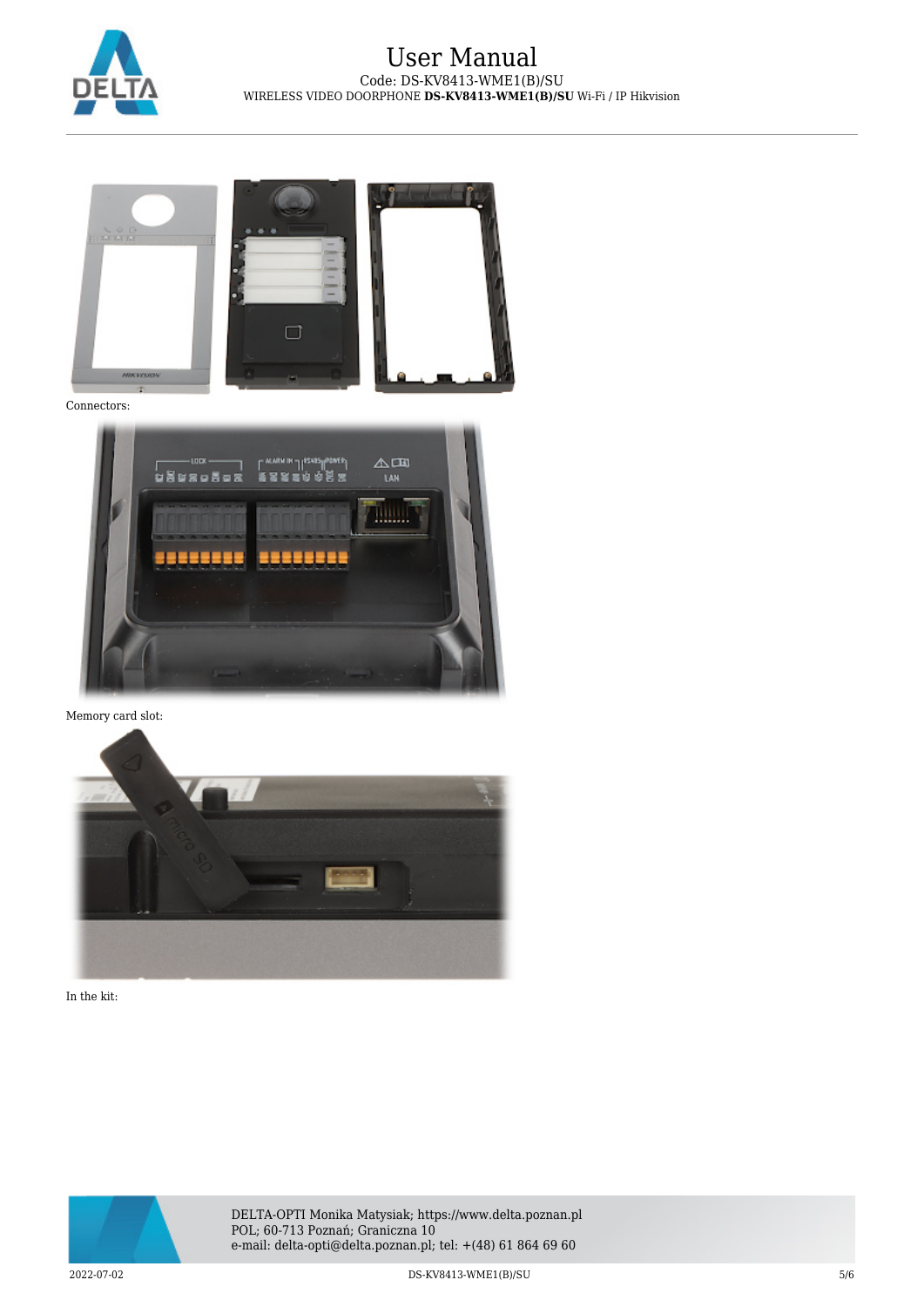Connectors:

Memory card slot:

In the kit: